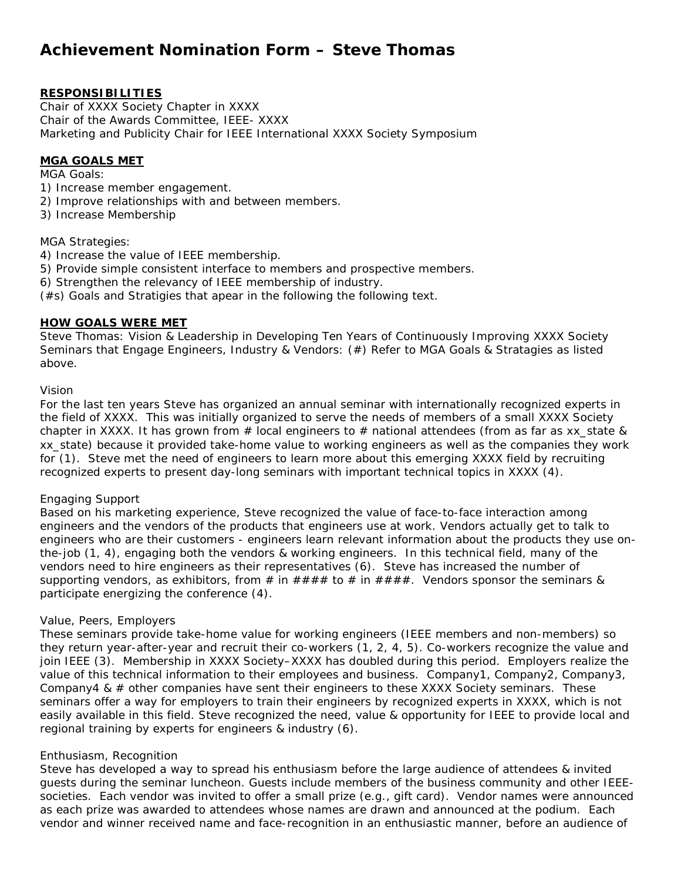# Achievement Nomination Form – Steve Thomas

**RESPONSIBILITIES**

Chair of XXXX Society Chapter in XXXX
Chair of the Awards Committee, IEEE- XXXX
Marketing and Publicity Chair for IEEE International XXXX Society Symposium

**MGA GOALS MET**

MGA Goals:
1) Increase member engagement.
2) Improve relationships with and between members.
3) Increase Membership

MGA Strategies:
4) Increase the value of IEEE membership.
5) Provide simple consistent interface to members and prospective members.
6) Strengthen the relevancy of IEEE membership of industry.
(#s) Goals and Stratigies that apear in the following the following text.

**HOW GOALS WERE MET**

Steve Thomas: Vision & Leadership in Developing Ten Years of Continuously Improving XXXX Society Seminars that Engage Engineers, Industry & Vendors: (#) Refer to MGA Goals & Stratagies as listed above.

Vision

For the last ten years Steve has organized an annual seminar with internationally recognized experts in the field of XXXX. This was initially organized to serve the needs of members of a small XXXX Society chapter in XXXX. It has grown from # local engineers to # national attendees (from as far as xx_state & xx_state) because it provided take-home value to working engineers as well as the companies they work for (1). Steve met the need of engineers to learn more about this emerging XXXX field by recruiting recognized experts to present day-long seminars with important technical topics in XXXX (4).

Engaging Support

Based on his marketing experience, Steve recognized the value of face-to-face interaction among engineers and the vendors of the products that engineers use at work. Vendors actually get to talk to engineers who are their customers - engineers learn relevant information about the products they use on-the-job (1, 4), engaging both the vendors & working engineers. In this technical field, many of the vendors need to hire engineers as their representatives (6). Steve has increased the number of supporting vendors, as exhibitors, from # in #### to # in ####. Vendors sponsor the seminars & participate energizing the conference (4).

Value, Peers, Employers

These seminars provide take-home value for working engineers (IEEE members and non-members) so they return year-after-year and recruit their co-workers (1, 2, 4, 5). Co-workers recognize the value and join IEEE (3). Membership in XXXX Society–XXXX has doubled during this period. Employers realize the value of this technical information to their employees and business. Company1, Company2, Company3, Company4 & # other companies have sent their engineers to these XXXX Society seminars. These seminars offer a way for employers to train their engineers by recognized experts in XXXX, which is not easily available in this field. Steve recognized the need, value & opportunity for IEEE to provide local and regional training by experts for engineers & industry (6).

Enthusiasm, Recognition

Steve has developed a way to spread his enthusiasm before the large audience of attendees & invited guests during the seminar luncheon. Guests include members of the business community and other IEEE-societies. Each vendor was invited to offer a small prize (e.g., gift card). Vendor names were announced as each prize was awarded to attendees whose names are drawn and announced at the podium. Each vendor and winner received name and face-recognition in an enthusiastic manner, before an audience of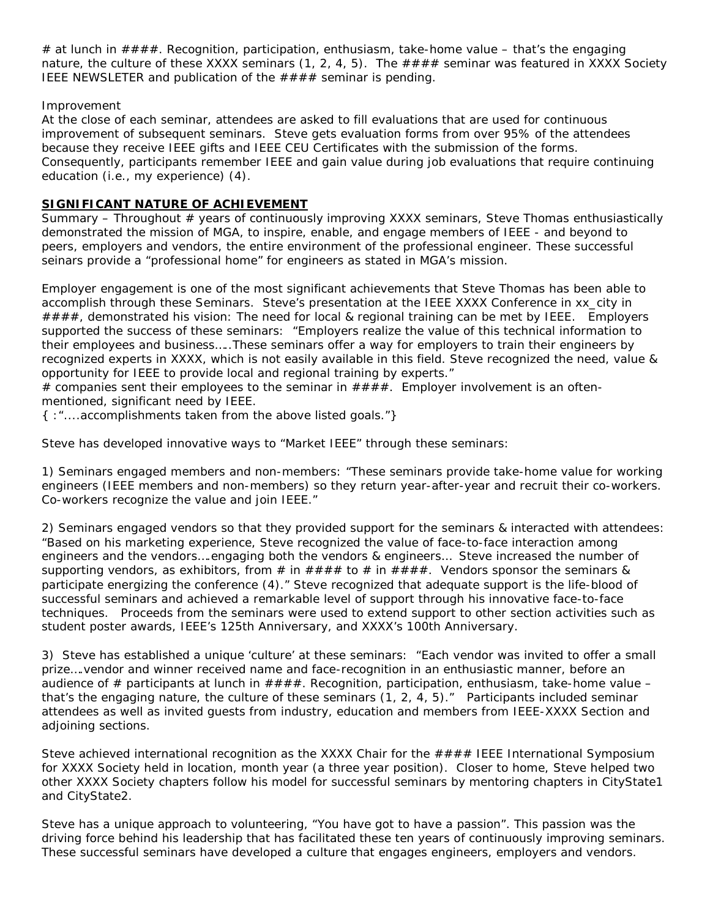# at lunch in ####. Recognition, participation, enthusiasm, take-home value – that's the engaging nature, the culture of these XXXX seminars (1, 2, 4, 5). The #### seminar was featured in XXXX Society IEEE NEWSLETER and publication of the #### seminar is pending.

Improvement

At the close of each seminar, attendees are asked to fill evaluations that are used for continuous improvement of subsequent seminars. Steve gets evaluation forms from over 95% of the attendees because they receive IEEE gifts and IEEE CEU Certificates with the submission of the forms. Consequently, participants remember IEEE and gain value during job evaluations that require continuing education (i.e., my experience) (4).

## SIGNIFICANT NATURE OF ACHIEVEMENT

Summary – Throughout # years of continuously improving XXXX seminars, Steve Thomas enthusiastically demonstrated the mission of MGA, to inspire, enable, and engage members of IEEE - and beyond to peers, employers and vendors, the entire environment of the professional engineer. These successful seinars provide a "professional home" for engineers as stated in MGA's mission.

Employer engagement is one of the most significant achievements that Steve Thomas has been able to accomplish through these Seminars. Steve's presentation at the IEEE XXXX Conference in xx_city in ####, demonstrated his vision: The need for local & regional training can be met by IEEE. Employers supported the success of these seminars: "Employers realize the value of this technical information to their employees and business…..These seminars offer a way for employers to train their engineers by recognized experts in XXXX, which is not easily available in this field. Steve recognized the need, value & opportunity for IEEE to provide local and regional training by experts."

# companies sent their employees to the seminar in ####. Employer involvement is an often-mentioned, significant need by IEEE.

{ :"....accomplishments taken from the above listed goals."}

Steve has developed innovative ways to "Market IEEE" through these seminars:

1) Seminars engaged members and non-members: "These seminars provide take-home value for working engineers (IEEE members and non-members) so they return year-after-year and recruit their co-workers. Co-workers recognize the value and join IEEE."

2) Seminars engaged vendors so that they provided support for the seminars & interacted with attendees: "Based on his marketing experience, Steve recognized the value of face-to-face interaction among engineers and the vendors….engaging both the vendors & engineers… Steve increased the number of supporting vendors, as exhibitors, from # in #### to # in ####. Vendors sponsor the seminars & participate energizing the conference (4)." Steve recognized that adequate support is the life-blood of successful seminars and achieved a remarkable level of support through his innovative face-to-face techniques. Proceeds from the seminars were used to extend support to other section activities such as student poster awards, IEEE's 125th Anniversary, and XXXX's 100th Anniversary.

3) Steve has established a unique 'culture' at these seminars: "Each vendor was invited to offer a small prize….vendor and winner received name and face-recognition in an enthusiastic manner, before an audience of # participants at lunch in ####. Recognition, participation, enthusiasm, take-home value – that's the engaging nature, the culture of these seminars (1, 2, 4, 5)." Participants included seminar attendees as well as invited guests from industry, education and members from IEEE-XXXX Section and adjoining sections.

Steve achieved international recognition as the XXXX Chair for the #### IEEE International Symposium for XXXX Society held in location, month year (a three year position). Closer to home, Steve helped two other XXXX Society chapters follow his model for successful seminars by mentoring chapters in CityState1 and CityState2.

Steve has a unique approach to volunteering, "You have got to have a passion". This passion was the driving force behind his leadership that has facilitated these ten years of continuously improving seminars. These successful seminars have developed a culture that engages engineers, employers and vendors.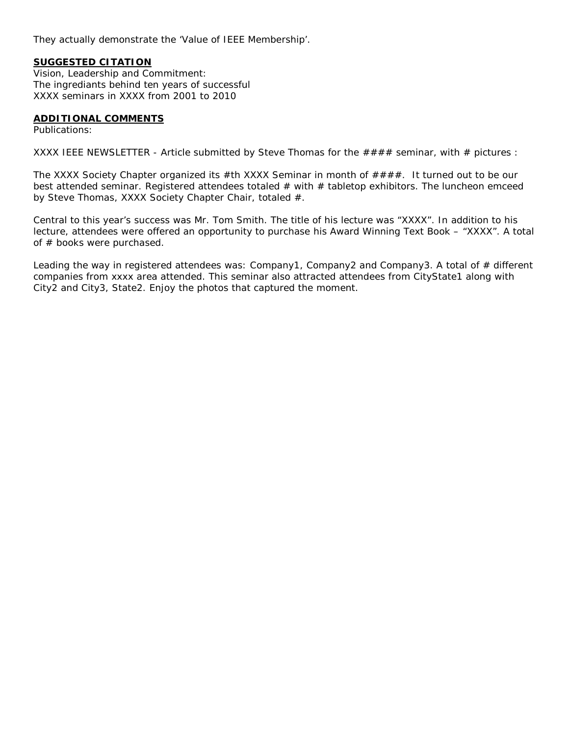They actually demonstrate the 'Value of IEEE Membership'.

**SUGGESTED CITATION**

Vision, Leadership and Commitment:
The ingrediants behind ten years of successful
XXXX seminars in XXXX from 2001 to 2010

**ADDITIONAL COMMENTS**

Publications:

XXXX IEEE NEWSLETTER - Article submitted by Steve Thomas for the #### seminar, with # pictures :

The XXXX Society Chapter organized its #th XXXX Seminar in month of ####.  It turned out to be our best attended seminar. Registered attendees totaled # with # tabletop exhibitors. The luncheon emceed by Steve Thomas, XXXX Society Chapter Chair, totaled #.

Central to this year's success was Mr. Tom Smith. The title of his lecture was "XXXX". In addition to his lecture, attendees were offered an opportunity to purchase his Award Winning Text Book – "XXXX". A total of # books were purchased.

Leading the way in registered attendees was: Company1, Company2 and Company3. A total of # different companies from xxxx area attended. This seminar also attracted attendees from CityState1 along with City2 and City3, State2. Enjoy the photos that captured the moment.